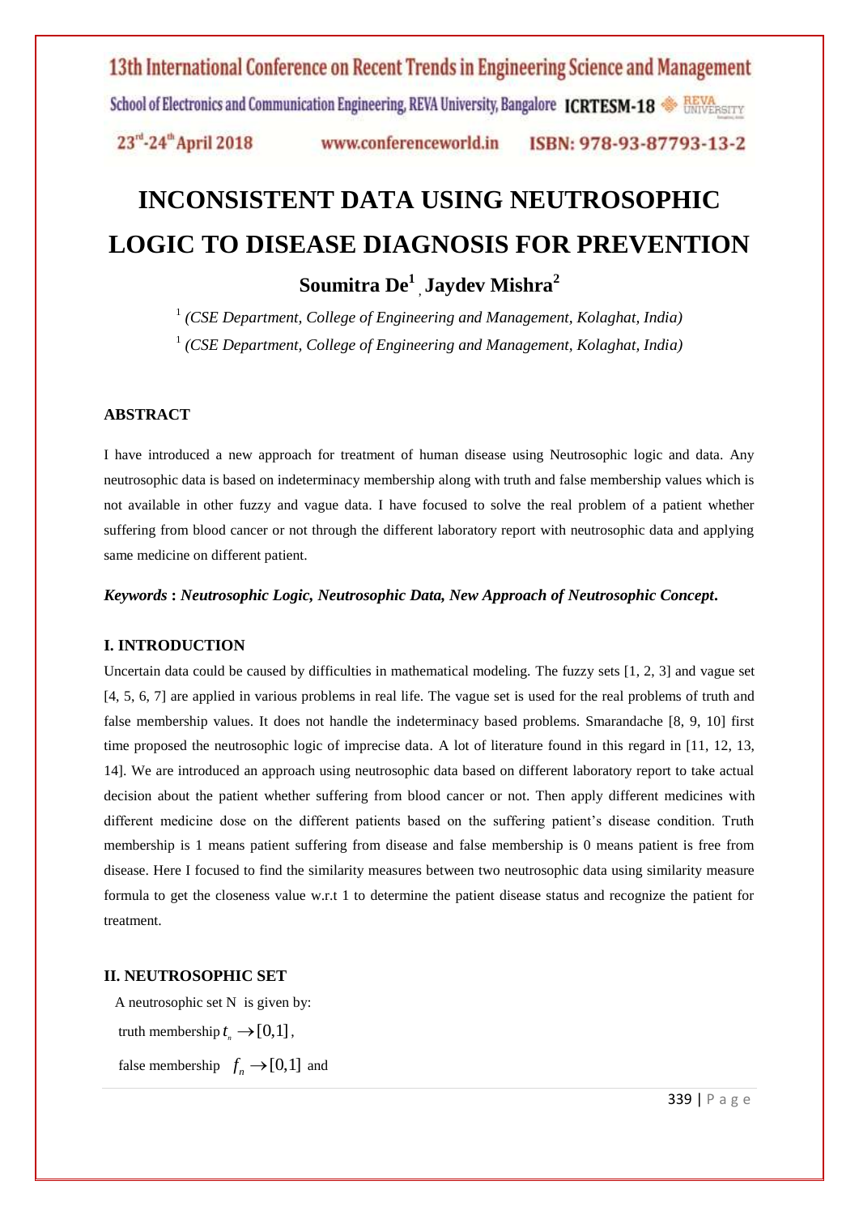# INCONSISTENT DATA USING NEUTROSOPHIC LOGIC TO DISEASE DIAGNOSIS FOR PREVENTION

**Soumitra De[1] , Jaydev Mishra[2]**

[1] *(CSE Department, College of Engineering and Management, Kolaghat, India)*

[1] *(CSE Department, College of Engineering and Management, Kolaghat, India)*

## ABSTRACT

I have introduced a new approach for treatment of human disease using Neutrosophic logic and data. Any neutrosophic data is based on indeterminacy membership along with truth and false membership values which is not available in other fuzzy and vague data. I have focused to solve the real problem of a patient whether suffering from blood cancer or not through the different laboratory report with neutrosophic data and applying same medicine on different patient.

***Keywords* : *Neutrosophic Logic, Neutrosophic Data, New Approach of Neutrosophic Concept*.**

## I. INTRODUCTION

Uncertain data could be caused by difficulties in mathematical modeling. The fuzzy sets [1, 2, 3] and vague set [4, 5, 6, 7] are applied in various problems in real life. The vague set is used for the real problems of truth and false membership values. It does not handle the indeterminacy based problems. Smarandache [8, 9, 10] first time proposed the neutrosophic logic of imprecise data. A lot of literature found in this regard in [11, 12, 13, 14]. We are introduced an approach using neutrosophic data based on different laboratory report to take actual decision about the patient whether suffering from blood cancer or not. Then apply different medicines with different medicine dose on the different patients based on the suffering patient's disease condition. Truth membership is 1 means patient suffering from disease and false membership is 0 means patient is free from disease. Here I focused to find the similarity measures between two neutrosophic data using similarity measure formula to get the closeness value w.r.t 1 to determine the patient disease status and recognize the patient for treatment.

## II. NEUTROSOPHIC SET

A neutrosophic set N is given by:

truth membership $t_n \rightarrow [0,1]$,

false membership $f_n \rightarrow [0,1]$ and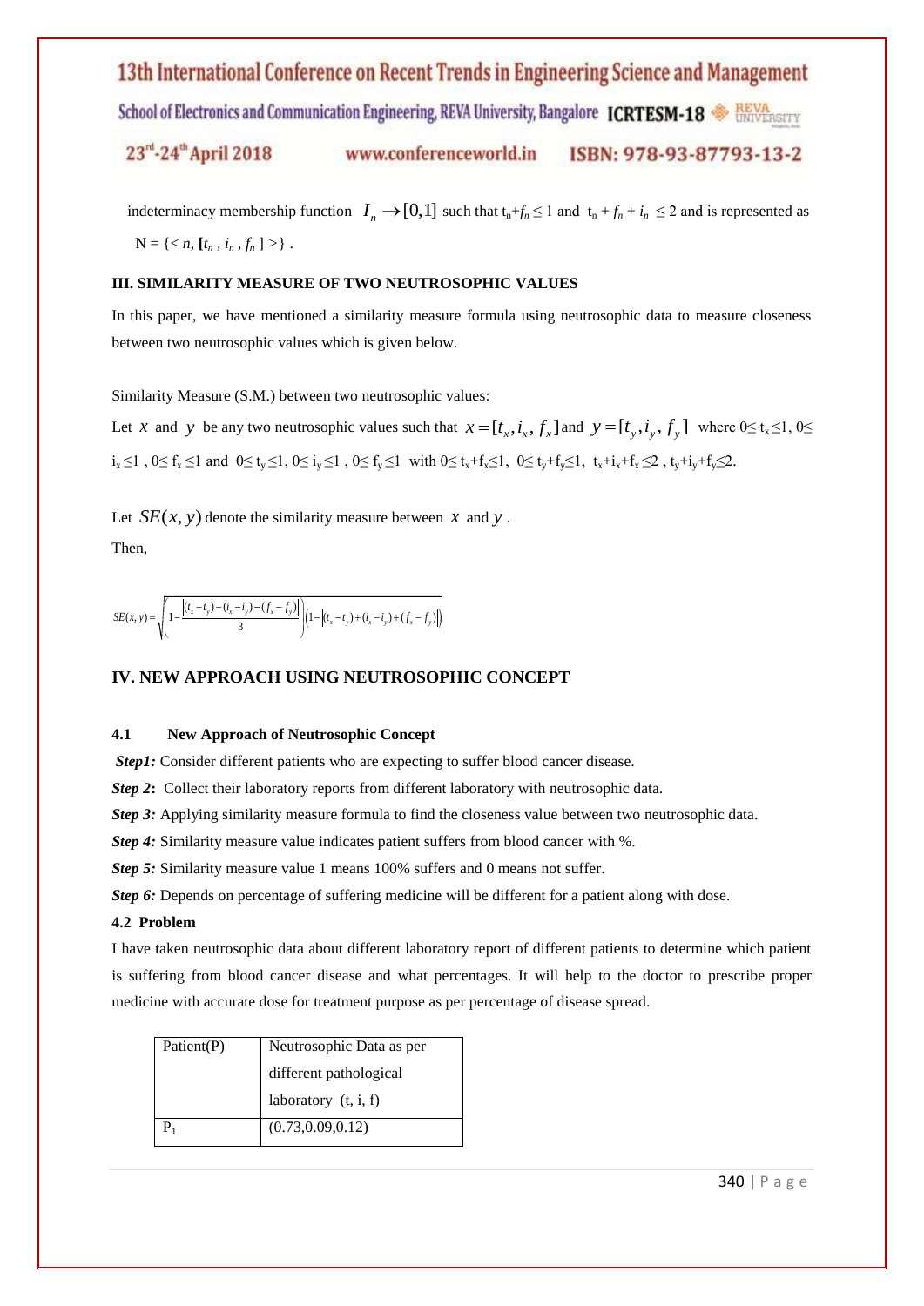indeterminacy membership function $I_n \rightarrow [0,1]$ such that $t_n+f_n \leq 1$ and $t_n + f_n + i_n \leq 2$ and is represented as $N = \{< n, [t_n , i_n , f_n ] >\}$ .

### III. SIMILARITY MEASURE OF TWO NEUTROSOPHIC VALUES

In this paper, we have mentioned a similarity measure formula using neutrosophic data to measure closeness between two neutrosophic values which is given below.

Similarity Measure (S.M.) between two neutrosophic values:

Let $x$ and $y$ be any two neutrosophic values such that $x = [t_x, i_x, f_x]$ and $y = [t_y, i_y, f_y]$ where $0\leq t_x \leq 1$, $0\leq i_x \leq 1$ , $0\leq f_x \leq 1$ and $0\leq t_y \leq 1$, $0\leq i_y \leq 1$ , $0\leq f_y \leq 1$ with $0\leq t_x+f_x\leq 1$, $0\leq t_y+f_y\leq 1$, $t_x+i_x+f_x \leq 2$ , $t_y+i_y+f_y\leq 2$.

Let $SE(x, y)$ denote the similarity measure between $x$ and $y$ .

Then,

$$SE(x,y) = \sqrt{\left(1 - \frac{\left|(t_x - t_y) - (i_x - i_y) - (f_x - f_y)\right|}{3}\right)\left(1 - \left|(t_x - t_y) + (i_x - i_y) + (f_x - f_y)\right|\right)}$$

### IV. NEW APPROACH USING NEUTROSOPHIC CONCEPT

#### 4.1 New Approach of Neutrosophic Concept

***Step1:*** Consider different patients who are expecting to suffer blood cancer disease.

***Step 2*:** Collect their laboratory reports from different laboratory with neutrosophic data.

***Step 3:*** Applying similarity measure formula to find the closeness value between two neutrosophic data.

***Step 4:*** Similarity measure value indicates patient suffers from blood cancer with %.

***Step 5:*** Similarity measure value 1 means 100% suffers and 0 means not suffer.

***Step 6:*** Depends on percentage of suffering medicine will be different for a patient along with dose.

#### 4.2 Problem

I have taken neutrosophic data about different laboratory report of different patients to determine which patient is suffering from blood cancer disease and what percentages. It will help to the doctor to prescribe proper medicine with accurate dose for treatment purpose as per percentage of disease spread.

| Patient(P) | Neutrosophic Data as per different pathological laboratory (t, i, f) |
|---|---|
| $P_1$ | (0.73,0.09,0.12) |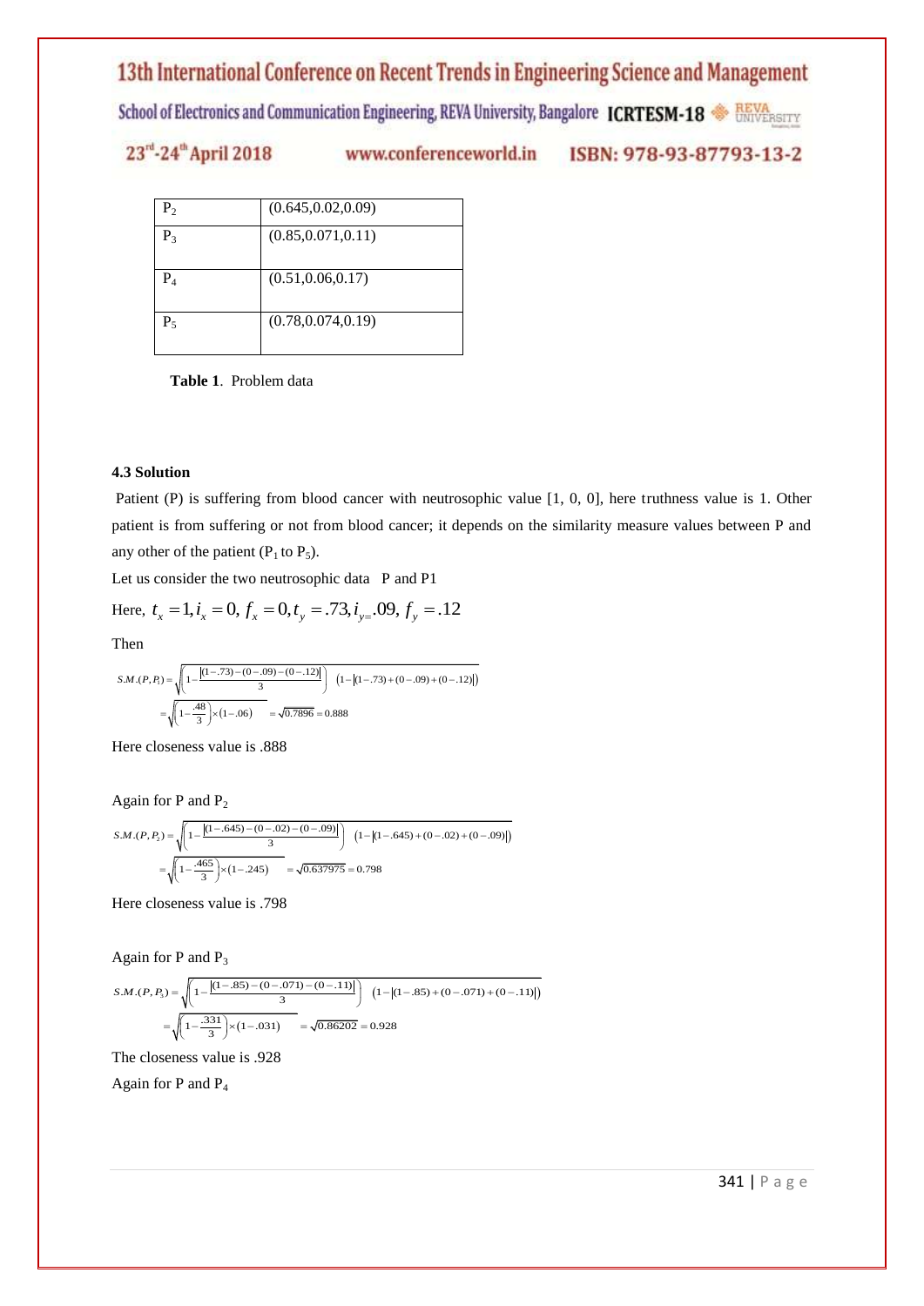| $P_2$ | (0.645,0.02,0.09) |
| --- | --- |
| $P_3$ | (0.85,0.071,0.11) |
| $P_4$ | (0.51,0.06,0.17) |
| $P_5$ | (0.78,0.074,0.19) |

**Table 1**. Problem data

### 4.3 Solution

Patient (P) is suffering from blood cancer with neutrosophic value [1, 0, 0], here truthness value is 1. Other patient is from suffering or not from blood cancer; it depends on the similarity measure values between P and any other of the patient ($P_1$ to $P_5$).

Let us consider the two neutrosophic data P and P1

Here, $t_x = 1, i_x = 0, f_x = 0, t_y = .73, i_{y=} .09, f_y = .12$

Then

$$S.M.(P,P_1) = \sqrt{\left(1 - \frac{|(1-.73)-(0-.09)-(0-.12)|}{3}\right) \quad (1-|(1-.73)+(0-.09)+(0-.12)|)}$$

$$= \sqrt{\left(1 - \frac{.48}{3}\right) \times (1-.06)} \quad = \sqrt{0.7896} = 0.888$$

Here closeness value is .888

Again for P and $P_2$

$$S.M.(P,P_2) = \sqrt{\left(1 - \frac{|(1-.645)-(0-.02)-(0-.09)|}{3}\right) \quad (1-|(1-.645)+(0-.02)+(0-.09)|)}$$

$$= \sqrt{\left(1 - \frac{.465}{3}\right) \times (1-.245)} \quad = \sqrt{0.637975} = 0.798$$

Here closeness value is .798

Again for P and $P_3$

$$S.M.(P,P_3) = \sqrt{\left(1 - \frac{|(1-.85)-(0-.071)-(0-.11)|}{3}\right) \quad (1-|(1-.85)+(0-.071)+(0-.11)|)}$$

$$= \sqrt{\left(1 - \frac{.331}{3}\right) \times (1-.031)} \quad = \sqrt{0.86202} = 0.928$$

The closeness value is .928

Again for P and $P_4$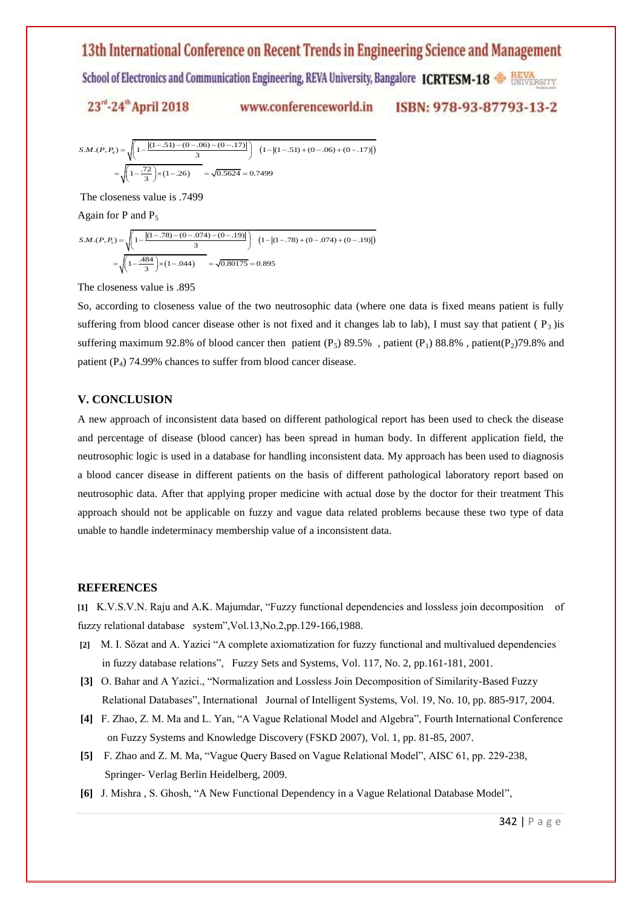$$S.M.(P,P_4)=\sqrt{\left(1-\frac{|(1-.51)-(0-.06)-(0-.17)|}{3}\right)\quad(1-|(1-.51)+(0-.06)+(0-.17)|)}$$

$$=\sqrt{\left(1-\frac{.72}{3}\right)\times(1-.26)}\quad=\sqrt{0.5624}=0.7499$$

The closeness value is .7499

Again for P and $P_5$

$$S.M.(P,P_5)=\sqrt{\left(1-\frac{|(1-.78)-(0-.074)-(0-.19)|}{3}\right)\quad(1-|(1-.78)+(0-.074)+(0-.19)|)}$$

$$=\sqrt{\left(1-\frac{.484}{3}\right)\times(1-.044)}\quad=\sqrt{0.80175}=0.895$$

The closeness value is .895

So, according to closeness value of the two neutrosophic data (where one data is fixed means patient is fully suffering from blood cancer disease other is not fixed and it changes lab to lab), I must say that patient ( $P_3$ )is suffering maximum 92.8% of blood cancer then patient ($P_5$) 89.5% , patient ($P_1$) 88.8% , patient($P_2$)79.8% and patient ($P_4$) 74.99% chances to suffer from blood cancer disease.

## V. CONCLUSION

A new approach of inconsistent data based on different pathological report has been used to check the disease and percentage of disease (blood cancer) has been spread in human body. In different application field, the neutrosophic logic is used in a database for handling inconsistent data. My approach has been used to diagnosis a blood cancer disease in different patients on the basis of different pathological laboratory report based on neutrosophic data. After that applying proper medicine with actual dose by the doctor for their treatment This approach should not be applicable on fuzzy and vague data related problems because these two type of data unable to handle indeterminacy membership value of a inconsistent data.

## REFERENCES

**[1]** K.V.S.V.N. Raju and A.K. Majumdar, "Fuzzy functional dependencies and lossless join decomposition of fuzzy relational database system",Vol.13,No.2,pp.129-166,1988.

**[2]** M. I. Sözat and A. Yazici "A complete axiomatization for fuzzy functional and multivalued dependencies in fuzzy database relations", Fuzzy Sets and Systems, Vol. 117, No. 2, pp.161-181, 2001.

**[3]** O. Bahar and A Yazici., "Normalization and Lossless Join Decomposition of Similarity-Based Fuzzy Relational Databases", International Journal of Intelligent Systems, Vol. 19, No. 10, pp. 885-917, 2004.

**[4]** F. Zhao, Z. M. Ma and L. Yan, "A Vague Relational Model and Algebra", Fourth International Conference on Fuzzy Systems and Knowledge Discovery (FSKD 2007), Vol. 1, pp. 81-85, 2007.

**[5]** F. Zhao and Z. M. Ma, "Vague Query Based on Vague Relational Model", AISC 61, pp. 229-238, Springer- Verlag Berlin Heidelberg, 2009.

**[6]** J. Mishra , S. Ghosh, "A New Functional Dependency in a Vague Relational Database Model",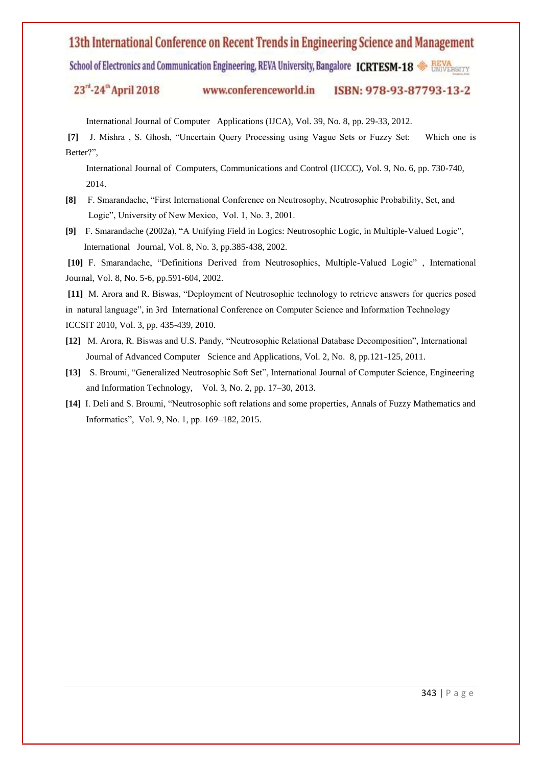International Journal of Computer Applications (IJCA), Vol. 39, No. 8, pp. 29-33, 2012.

**[7]** J. Mishra , S. Ghosh, "Uncertain Query Processing using Vague Sets or Fuzzy Set: Which one is Better?",

International Journal of Computers, Communications and Control (IJCCC), Vol. 9, No. 6, pp. 730-740, 2014.

**[8]** F. Smarandache, "First International Conference on Neutrosophy, Neutrosophic Probability, Set, and Logic", University of New Mexico, Vol. 1, No. 3, 2001.

**[9]** F. Smarandache (2002a), "A Unifying Field in Logics: Neutrosophic Logic, in Multiple-Valued Logic", International Journal, Vol. 8, No. 3, pp.385-438, 2002.

**[10]** F. Smarandache, "Definitions Derived from Neutrosophics, Multiple-Valued Logic" , International Journal, Vol. 8, No. 5-6, pp.591-604, 2002.

**[11]** M. Arora and R. Biswas, "Deployment of Neutrosophic technology to retrieve answers for queries posed in natural language", in 3rd International Conference on Computer Science and Information Technology ICCSIT 2010, Vol. 3, pp. 435-439, 2010.

**[12]** M. Arora, R. Biswas and U.S. Pandy, "Neutrosophic Relational Database Decomposition", International Journal of Advanced Computer Science and Applications, Vol. 2, No. 8, pp.121-125, 2011.

**[13]** S. Broumi, "Generalized Neutrosophic Soft Set", International Journal of Computer Science, Engineering and Information Technology, Vol. 3, No. 2, pp. 17–30, 2013.

**[14]** I. Deli and S. Broumi, "Neutrosophic soft relations and some properties, Annals of Fuzzy Mathematics and Informatics", Vol. 9, No. 1, pp. 169–182, 2015.